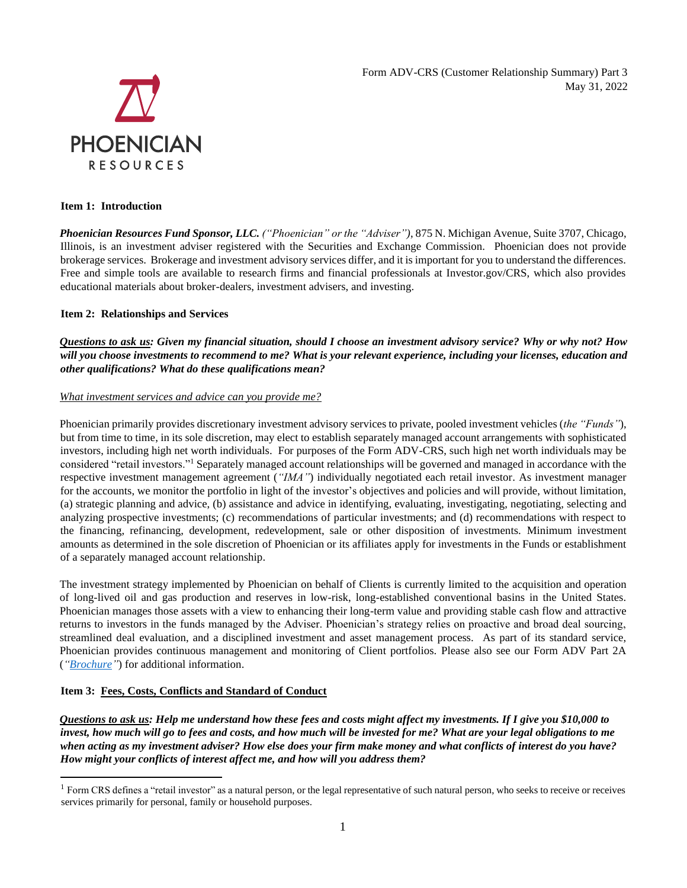Form ADV-CRS (Customer Relationship Summary) Part 3
May 31, 2022

PHOENICIAN RESOURCES

## Item 1: Introduction

***Phoenician Resources Fund Sponsor, LLC.*** *("Phoenician" or the "Adviser")*, 875 N. Michigan Avenue, Suite 3707, Chicago, Illinois, is an investment adviser registered with the Securities and Exchange Commission. Phoenician does not provide brokerage services. Brokerage and investment advisory services differ, and it is important for you to understand the differences. Free and simple tools are available to research firms and financial professionals at Investor.gov/CRS, which also provides educational materials about broker-dealers, investment advisers, and investing.

## Item 2: Relationships and Services

***Questions to ask us: Given my financial situation, should I choose an investment advisory service? Why or why not? How will you choose investments to recommend to me? What is your relevant experience, including your licenses, education and other qualifications? What do these qualifications mean?***

*What investment services and advice can you provide me?*

Phoenician primarily provides discretionary investment advisory services to private, pooled investment vehicles (*the "Funds"*), but from time to time, in its sole discretion, may elect to establish separately managed account arrangements with sophisticated investors, including high net worth individuals. For purposes of the Form ADV-CRS, such high net worth individuals may be considered "retail investors."[1] Separately managed account relationships will be governed and managed in accordance with the respective investment management agreement (*"IMA"*) individually negotiated each retail investor. As investment manager for the accounts, we monitor the portfolio in light of the investor's objectives and policies and will provide, without limitation, (a) strategic planning and advice, (b) assistance and advice in identifying, evaluating, investigating, negotiating, selecting and analyzing prospective investments; (c) recommendations of particular investments; and (d) recommendations with respect to the financing, refinancing, development, redevelopment, sale or other disposition of investments. Minimum investment amounts as determined in the sole discretion of Phoenician or its affiliates apply for investments in the Funds or establishment of a separately managed account relationship.

The investment strategy implemented by Phoenician on behalf of Clients is currently limited to the acquisition and operation of long-lived oil and gas production and reserves in low-risk, long-established conventional basins in the United States. Phoenician manages those assets with a view to enhancing their long-term value and providing stable cash flow and attractive returns to investors in the funds managed by the Adviser. Phoenician's strategy relies on proactive and broad deal sourcing, streamlined deal evaluation, and a disciplined investment and asset management process. As part of its standard service, Phoenician provides continuous management and monitoring of Client portfolios. Please also see our Form ADV Part 2A (*"Brochure"*) for additional information.

## Item 3: Fees, Costs, Conflicts and Standard of Conduct

***Questions to ask us: Help me understand how these fees and costs might affect my investments. If I give you $10,000 to invest, how much will go to fees and costs, and how much will be invested for me? What are your legal obligations to me when acting as my investment adviser? How else does your firm make money and what conflicts of interest do you have? How might your conflicts of interest affect me, and how will you address them?***

---

[1] Form CRS defines a "retail investor" as a natural person, or the legal representative of such natural person, who seeks to receive or receives services primarily for personal, family or household purposes.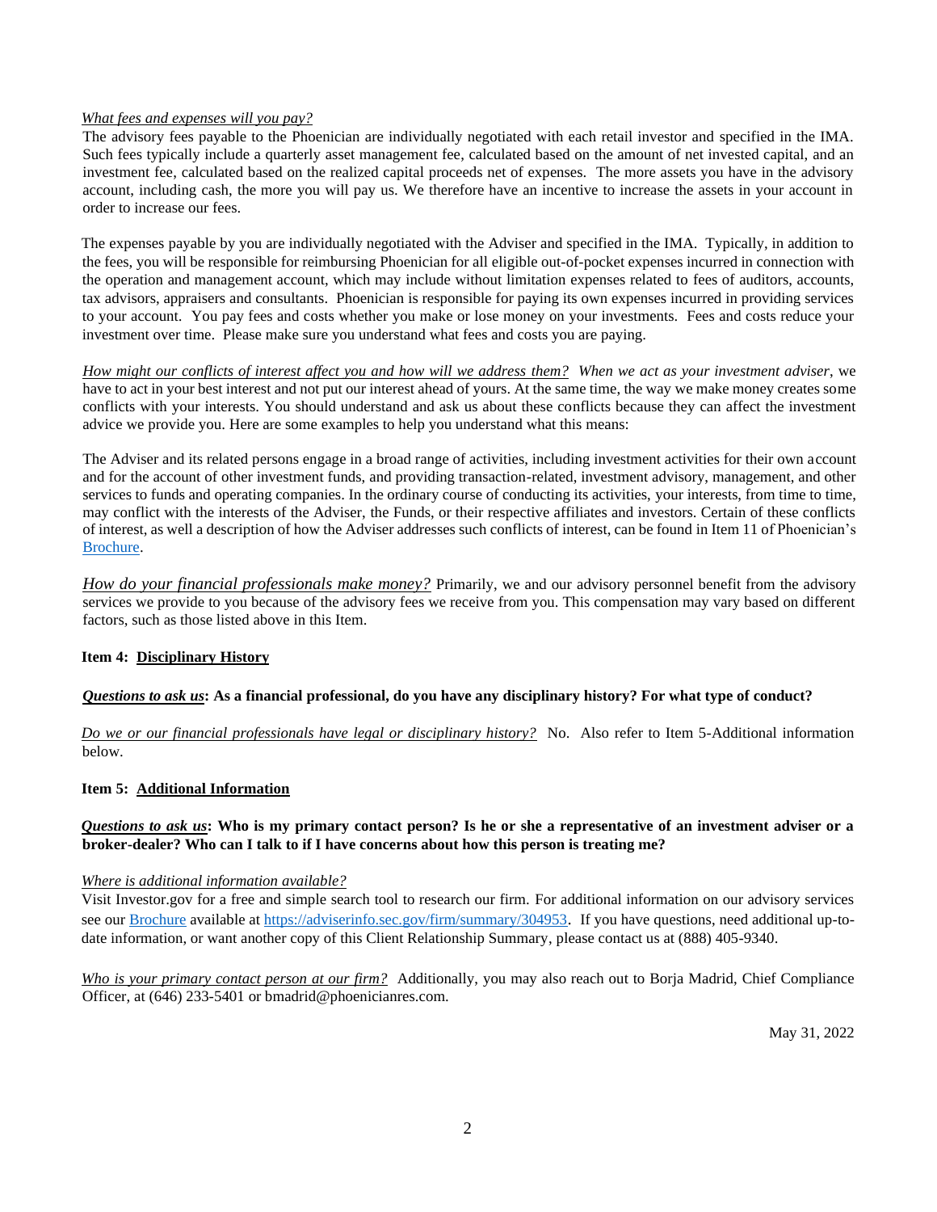*What fees and expenses will you pay?*
The advisory fees payable to the Phoenician are individually negotiated with each retail investor and specified in the IMA. Such fees typically include a quarterly asset management fee, calculated based on the amount of net invested capital, and an investment fee, calculated based on the realized capital proceeds net of expenses. The more assets you have in the advisory account, including cash, the more you will pay us. We therefore have an incentive to increase the assets in your account in order to increase our fees.

The expenses payable by you are individually negotiated with the Adviser and specified in the IMA. Typically, in addition to the fees, you will be responsible for reimbursing Phoenician for all eligible out-of-pocket expenses incurred in connection with the operation and management account, which may include without limitation expenses related to fees of auditors, accounts, tax advisors, appraisers and consultants. Phoenician is responsible for paying its own expenses incurred in providing services to your account. You pay fees and costs whether you make or lose money on your investments. Fees and costs reduce your investment over time. Please make sure you understand what fees and costs you are paying.

*How might our conflicts of interest affect you and how will we address them?* *When we act as your investment adviser*, we have to act in your best interest and not put our interest ahead of yours. At the same time, the way we make money creates some conflicts with your interests. You should understand and ask us about these conflicts because they can affect the investment advice we provide you. Here are some examples to help you understand what this means:

The Adviser and its related persons engage in a broad range of activities, including investment activities for their own account and for the account of other investment funds, and providing transaction-related, investment advisory, management, and other services to funds and operating companies. In the ordinary course of conducting its activities, your interests, from time to time, may conflict with the interests of the Adviser, the Funds, or their respective affiliates and investors. Certain of these conflicts of interest, as well a description of how the Adviser addresses such conflicts of interest, can be found in Item 11 of Phoenician's Brochure.

*How do your financial professionals make money?* Primarily, we and our advisory personnel benefit from the advisory services we provide to you because of the advisory fees we receive from you. This compensation may vary based on different factors, such as those listed above in this Item.

**Item 4: Disciplinary History**

***Questions to ask us*: As a financial professional, do you have any disciplinary history? For what type of conduct?**

*Do we or our financial professionals have legal or disciplinary history?* No. Also refer to Item 5-Additional information below.

**Item 5: Additional Information**

***Questions to ask us*: Who is my primary contact person? Is he or she a representative of an investment adviser or a broker-dealer? Who can I talk to if I have concerns about how this person is treating me?**

*Where is additional information available?*
Visit Investor.gov for a free and simple search tool to research our firm. For additional information on our advisory services see our Brochure available at https://adviserinfo.sec.gov/firm/summary/304953. If you have questions, need additional up-to-date information, or want another copy of this Client Relationship Summary, please contact us at (888) 405-9340.

*Who is your primary contact person at our firm?* Additionally, you may also reach out to Borja Madrid, Chief Compliance Officer, at (646) 233-5401 or bmadrid@phoenicianres.com.

May 31, 2022